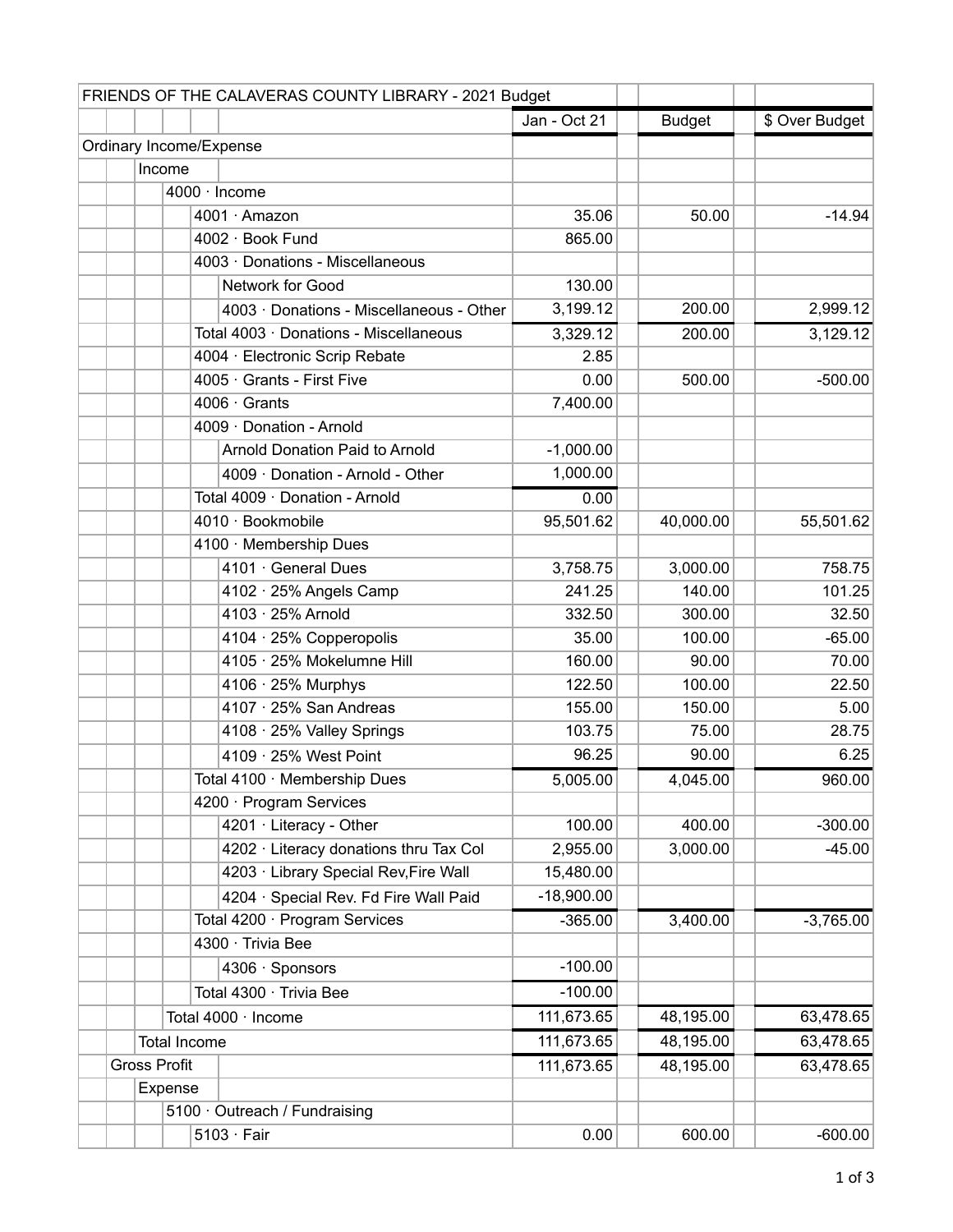| FRIENDS OF THE CALAVERAS COUNTY LIBRARY - 2021 Budget | | | |
|---|---|---|---|
| | Jan - Oct 21 | Budget | $ Over Budget |
| Ordinary Income/Expense | | | |
| Income | | | |
| 4000 · Income | | | |
| 4001 · Amazon | 35.06 | 50.00 | -14.94 |
| 4002 · Book Fund | 865.00 | | |
| 4003 · Donations - Miscellaneous | | | |
| Network for Good | 130.00 | | |
| 4003 · Donations - Miscellaneous - Other | 3,199.12 | 200.00 | 2,999.12 |
| Total 4003 · Donations - Miscellaneous | 3,329.12 | 200.00 | 3,129.12 |
| 4004 · Electronic Scrip Rebate | 2.85 | | |
| 4005 · Grants - First Five | 0.00 | 500.00 | -500.00 |
| 4006 · Grants | 7,400.00 | | |
| 4009 · Donation - Arnold | | | |
| Arnold Donation Paid to Arnold | -1,000.00 | | |
| 4009 · Donation - Arnold - Other | 1,000.00 | | |
| Total 4009 · Donation - Arnold | 0.00 | | |
| 4010 · Bookmobile | 95,501.62 | 40,000.00 | 55,501.62 |
| 4100 · Membership Dues | | | |
| 4101 · General Dues | 3,758.75 | 3,000.00 | 758.75 |
| 4102 · 25% Angels Camp | 241.25 | 140.00 | 101.25 |
| 4103 · 25% Arnold | 332.50 | 300.00 | 32.50 |
| 4104 · 25% Copperopolis | 35.00 | 100.00 | -65.00 |
| 4105 · 25% Mokelumne Hill | 160.00 | 90.00 | 70.00 |
| 4106 · 25% Murphys | 122.50 | 100.00 | 22.50 |
| 4107 · 25% San Andreas | 155.00 | 150.00 | 5.00 |
| 4108 · 25% Valley Springs | 103.75 | 75.00 | 28.75 |
| 4109 · 25% West Point | 96.25 | 90.00 | 6.25 |
| Total 4100 · Membership Dues | 5,005.00 | 4,045.00 | 960.00 |
| 4200 · Program Services | | | |
| 4201 · Literacy - Other | 100.00 | 400.00 | -300.00 |
| 4202 · Literacy donations thru Tax Col | 2,955.00 | 3,000.00 | -45.00 |
| 4203 · Library Special Rev,Fire Wall | 15,480.00 | | |
| 4204 · Special Rev. Fd Fire Wall Paid | -18,900.00 | | |
| Total 4200 · Program Services | -365.00 | 3,400.00 | -3,765.00 |
| 4300 · Trivia Bee | | | |
| 4306 · Sponsors | -100.00 | | |
| Total 4300 · Trivia Bee | -100.00 | | |
| Total 4000 · Income | 111,673.65 | 48,195.00 | 63,478.65 |
| Total Income | 111,673.65 | 48,195.00 | 63,478.65 |
| Gross Profit | 111,673.65 | 48,195.00 | 63,478.65 |
| Expense | | | |
| 5100 · Outreach / Fundraising | | | |
| 5103 · Fair | 0.00 | 600.00 | -600.00 |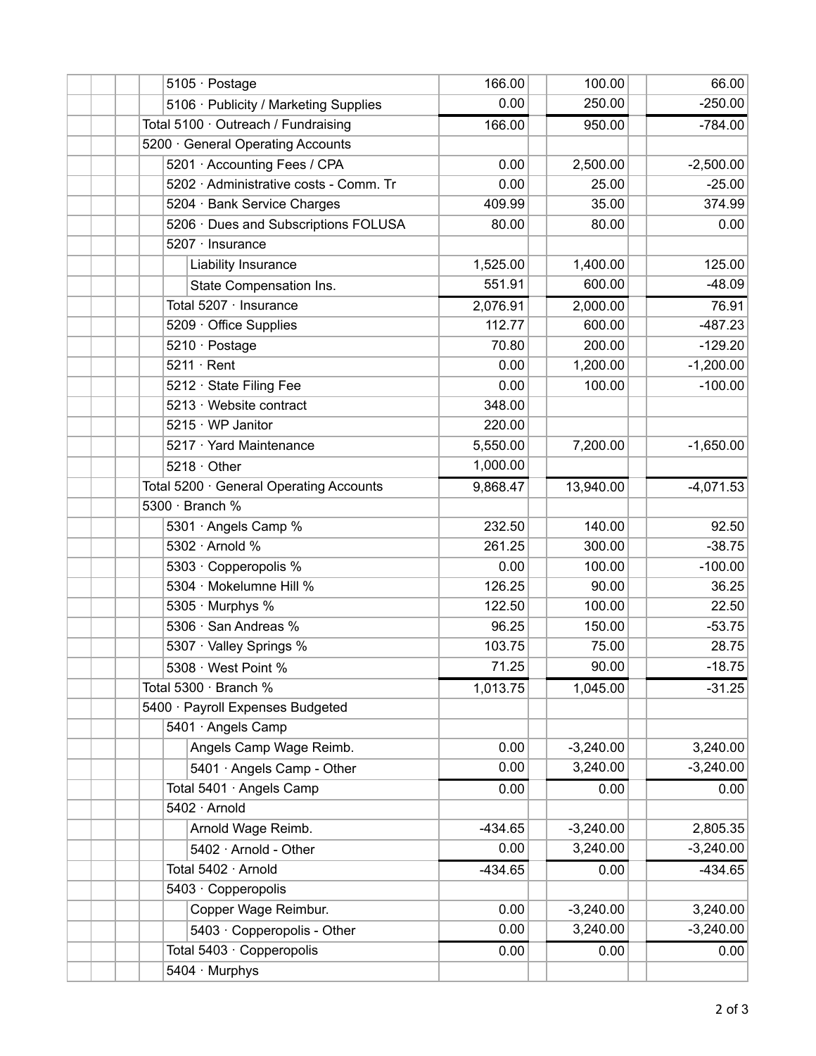| Account | Actual | Budget | Over/(Under) Budget |
|---|---|---|---|
| 5105 · Postage | 166.00 | 100.00 | 66.00 |
| 5106 · Publicity / Marketing Supplies | 0.00 | 250.00 | -250.00 |
| Total 5100 · Outreach / Fundraising | 166.00 | 950.00 | -784.00 |
| 5200 · General Operating Accounts | | | |
| 5201 · Accounting Fees / CPA | 0.00 | 2,500.00 | -2,500.00 |
| 5202 · Administrative costs - Comm. Tr | 0.00 | 25.00 | -25.00 |
| 5204 · Bank Service Charges | 409.99 | 35.00 | 374.99 |
| 5206 · Dues and Subscriptions FOLUSA | 80.00 | 80.00 | 0.00 |
| 5207 · Insurance | | | |
| Liability Insurance | 1,525.00 | 1,400.00 | 125.00 |
| State Compensation Ins. | 551.91 | 600.00 | -48.09 |
| Total 5207 · Insurance | 2,076.91 | 2,000.00 | 76.91 |
| 5209 · Office Supplies | 112.77 | 600.00 | -487.23 |
| 5210 · Postage | 70.80 | 200.00 | -129.20 |
| 5211 · Rent | 0.00 | 1,200.00 | -1,200.00 |
| 5212 · State Filing Fee | 0.00 | 100.00 | -100.00 |
| 5213 · Website contract | 348.00 | | |
| 5215 · WP Janitor | 220.00 | | |
| 5217 · Yard Maintenance | 5,550.00 | 7,200.00 | -1,650.00 |
| 5218 · Other | 1,000.00 | | |
| Total 5200 · General Operating Accounts | 9,868.47 | 13,940.00 | -4,071.53 |
| 5300 · Branch % | | | |
| 5301 · Angels Camp % | 232.50 | 140.00 | 92.50 |
| 5302 · Arnold % | 261.25 | 300.00 | -38.75 |
| 5303 · Copperopolis % | 0.00 | 100.00 | -100.00 |
| 5304 · Mokelumne Hill % | 126.25 | 90.00 | 36.25 |
| 5305 · Murphys % | 122.50 | 100.00 | 22.50 |
| 5306 · San Andreas % | 96.25 | 150.00 | -53.75 |
| 5307 · Valley Springs % | 103.75 | 75.00 | 28.75 |
| 5308 · West Point % | 71.25 | 90.00 | -18.75 |
| Total 5300 · Branch % | 1,013.75 | 1,045.00 | -31.25 |
| 5400 · Payroll Expenses Budgeted | | | |
| 5401 · Angels Camp | | | |
| Angels Camp Wage Reimb. | 0.00 | -3,240.00 | 3,240.00 |
| 5401 · Angels Camp - Other | 0.00 | 3,240.00 | -3,240.00 |
| Total 5401 · Angels Camp | 0.00 | 0.00 | 0.00 |
| 5402 · Arnold | | | |
| Arnold Wage Reimb. | -434.65 | -3,240.00 | 2,805.35 |
| 5402 · Arnold - Other | 0.00 | 3,240.00 | -3,240.00 |
| Total 5402 · Arnold | -434.65 | 0.00 | -434.65 |
| 5403 · Copperopolis | | | |
| Copper Wage Reimbur. | 0.00 | -3,240.00 | 3,240.00 |
| 5403 · Copperopolis - Other | 0.00 | 3,240.00 | -3,240.00 |
| Total 5403 · Copperopolis | 0.00 | 0.00 | 0.00 |
| 5404 · Murphys | | | |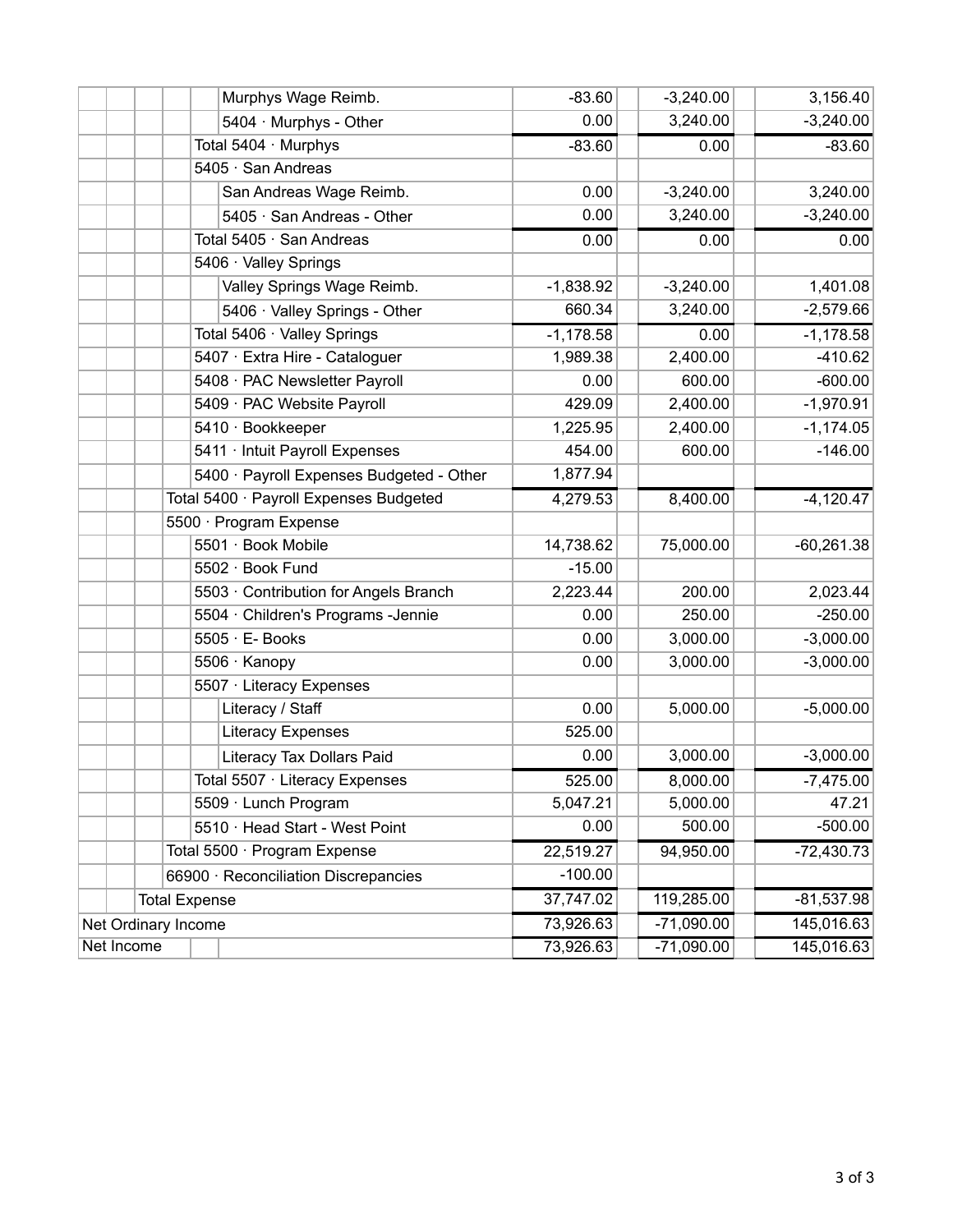| | | | |
|---|---|---|---|
| Murphys Wage Reimb. | -83.60 | -3,240.00 | 3,156.40 |
| 5404 · Murphys - Other | 0.00 | 3,240.00 | -3,240.00 |
| Total 5404 · Murphys | -83.60 | 0.00 | -83.60 |
| 5405 · San Andreas | | | |
| San Andreas Wage Reimb. | 0.00 | -3,240.00 | 3,240.00 |
| 5405 · San Andreas - Other | 0.00 | 3,240.00 | -3,240.00 |
| Total 5405 · San Andreas | 0.00 | 0.00 | 0.00 |
| 5406 · Valley Springs | | | |
| Valley Springs Wage Reimb. | -1,838.92 | -3,240.00 | 1,401.08 |
| 5406 · Valley Springs - Other | 660.34 | 3,240.00 | -2,579.66 |
| Total 5406 · Valley Springs | -1,178.58 | 0.00 | -1,178.58 |
| 5407 · Extra Hire - Cataloguer | 1,989.38 | 2,400.00 | -410.62 |
| 5408 · PAC Newsletter Payroll | 0.00 | 600.00 | -600.00 |
| 5409 · PAC Website Payroll | 429.09 | 2,400.00 | -1,970.91 |
| 5410 · Bookkeeper | 1,225.95 | 2,400.00 | -1,174.05 |
| 5411 · Intuit Payroll Expenses | 454.00 | 600.00 | -146.00 |
| 5400 · Payroll Expenses Budgeted - Other | 1,877.94 | | |
| Total 5400 · Payroll Expenses Budgeted | 4,279.53 | 8,400.00 | -4,120.47 |
| 5500 · Program Expense | | | |
| 5501 · Book Mobile | 14,738.62 | 75,000.00 | -60,261.38 |
| 5502 · Book Fund | -15.00 | | |
| 5503 · Contribution for Angels Branch | 2,223.44 | 200.00 | 2,023.44 |
| 5504 · Children's Programs -Jennie | 0.00 | 250.00 | -250.00 |
| 5505 · E- Books | 0.00 | 3,000.00 | -3,000.00 |
| 5506 · Kanopy | 0.00 | 3,000.00 | -3,000.00 |
| 5507 · Literacy Expenses | | | |
| Literacy / Staff | 0.00 | 5,000.00 | -5,000.00 |
| Literacy Expenses | 525.00 | | |
| Literacy Tax Dollars Paid | 0.00 | 3,000.00 | -3,000.00 |
| Total 5507 · Literacy Expenses | 525.00 | 8,000.00 | -7,475.00 |
| 5509 · Lunch Program | 5,047.21 | 5,000.00 | 47.21 |
| 5510 · Head Start - West Point | 0.00 | 500.00 | -500.00 |
| Total 5500 · Program Expense | 22,519.27 | 94,950.00 | -72,430.73 |
| 66900 · Reconciliation Discrepancies | -100.00 | | |
| Total Expense | 37,747.02 | 119,285.00 | -81,537.98 |
| Net Ordinary Income | 73,926.63 | -71,090.00 | 145,016.63 |
| Net Income | 73,926.63 | -71,090.00 | 145,016.63 |